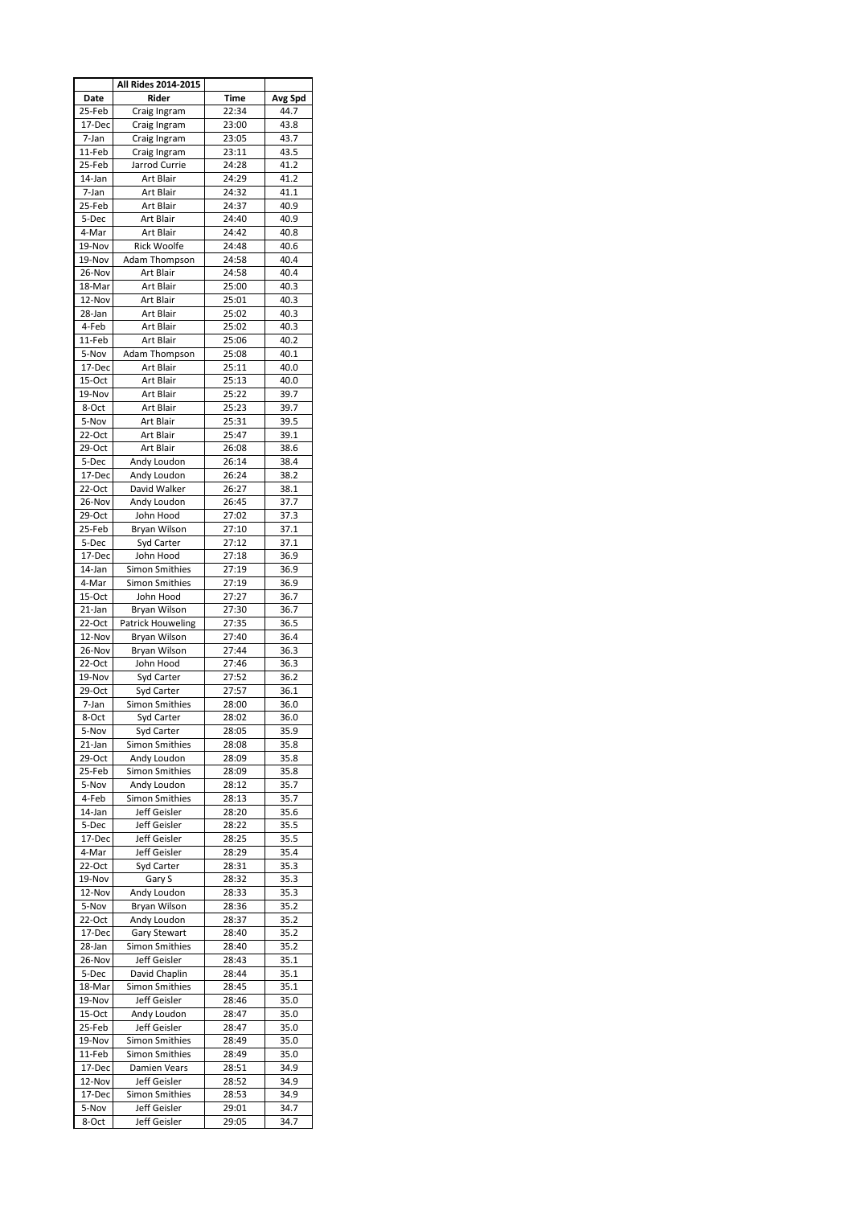| | All Rides 2014-2015 | | |
|---|---|---|---|
| Date | Rider | Time | Avg Spd |
| 25-Feb | Craig Ingram | 22:34 | 44.7 |
| 17-Dec | Craig Ingram | 23:00 | 43.8 |
| 7-Jan | Craig Ingram | 23:05 | 43.7 |
| 11-Feb | Craig Ingram | 23:11 | 43.5 |
| 25-Feb | Jarrod Currie | 24:28 | 41.2 |
| 14-Jan | Art Blair | 24:29 | 41.2 |
| 7-Jan | Art Blair | 24:32 | 41.1 |
| 25-Feb | Art Blair | 24:37 | 40.9 |
| 5-Dec | Art Blair | 24:40 | 40.9 |
| 4-Mar | Art Blair | 24:42 | 40.8 |
| 19-Nov | Rick Woolfe | 24:48 | 40.6 |
| 19-Nov | Adam Thompson | 24:58 | 40.4 |
| 26-Nov | Art Blair | 24:58 | 40.4 |
| 18-Mar | Art Blair | 25:00 | 40.3 |
| 12-Nov | Art Blair | 25:01 | 40.3 |
| 28-Jan | Art Blair | 25:02 | 40.3 |
| 4-Feb | Art Blair | 25:02 | 40.3 |
| 11-Feb | Art Blair | 25:06 | 40.2 |
| 5-Nov | Adam Thompson | 25:08 | 40.1 |
| 17-Dec | Art Blair | 25:11 | 40.0 |
| 15-Oct | Art Blair | 25:13 | 40.0 |
| 19-Nov | Art Blair | 25:22 | 39.7 |
| 8-Oct | Art Blair | 25:23 | 39.7 |
| 5-Nov | Art Blair | 25:31 | 39.5 |
| 22-Oct | Art Blair | 25:47 | 39.1 |
| 29-Oct | Art Blair | 26:08 | 38.6 |
| 5-Dec | Andy Loudon | 26:14 | 38.4 |
| 17-Dec | Andy Loudon | 26:24 | 38.2 |
| 22-Oct | David Walker | 26:27 | 38.1 |
| 26-Nov | Andy Loudon | 26:45 | 37.7 |
| 29-Oct | John Hood | 27:02 | 37.3 |
| 25-Feb | Bryan Wilson | 27:10 | 37.1 |
| 5-Dec | Syd Carter | 27:12 | 37.1 |
| 17-Dec | John Hood | 27:18 | 36.9 |
| 14-Jan | Simon Smithies | 27:19 | 36.9 |
| 4-Mar | Simon Smithies | 27:19 | 36.9 |
| 15-Oct | John Hood | 27:27 | 36.7 |
| 21-Jan | Bryan Wilson | 27:30 | 36.7 |
| 22-Oct | Patrick Houweling | 27:35 | 36.5 |
| 12-Nov | Bryan Wilson | 27:40 | 36.4 |
| 26-Nov | Bryan Wilson | 27:44 | 36.3 |
| 22-Oct | John Hood | 27:46 | 36.3 |
| 19-Nov | Syd Carter | 27:52 | 36.2 |
| 29-Oct | Syd Carter | 27:57 | 36.1 |
| 7-Jan | Simon Smithies | 28:00 | 36.0 |
| 8-Oct | Syd Carter | 28:02 | 36.0 |
| 5-Nov | Syd Carter | 28:05 | 35.9 |
| 21-Jan | Simon Smithies | 28:08 | 35.8 |
| 29-Oct | Andy Loudon | 28:09 | 35.8 |
| 25-Feb | Simon Smithies | 28:09 | 35.8 |
| 5-Nov | Andy Loudon | 28:12 | 35.7 |
| 4-Feb | Simon Smithies | 28:13 | 35.7 |
| 14-Jan | Jeff Geisler | 28:20 | 35.6 |
| 5-Dec | Jeff Geisler | 28:22 | 35.5 |
| 17-Dec | Jeff Geisler | 28:25 | 35.5 |
| 4-Mar | Jeff Geisler | 28:29 | 35.4 |
| 22-Oct | Syd Carter | 28:31 | 35.3 |
| 19-Nov | Gary S | 28:32 | 35.3 |
| 12-Nov | Andy Loudon | 28:33 | 35.3 |
| 5-Nov | Bryan Wilson | 28:36 | 35.2 |
| 22-Oct | Andy Loudon | 28:37 | 35.2 |
| 17-Dec | Gary Stewart | 28:40 | 35.2 |
| 28-Jan | Simon Smithies | 28:40 | 35.2 |
| 26-Nov | Jeff Geisler | 28:43 | 35.1 |
| 5-Dec | David Chaplin | 28:44 | 35.1 |
| 18-Mar | Simon Smithies | 28:45 | 35.1 |
| 19-Nov | Jeff Geisler | 28:46 | 35.0 |
| 15-Oct | Andy Loudon | 28:47 | 35.0 |
| 25-Feb | Jeff Geisler | 28:47 | 35.0 |
| 19-Nov | Simon Smithies | 28:49 | 35.0 |
| 11-Feb | Simon Smithies | 28:49 | 35.0 |
| 17-Dec | Damien Vears | 28:51 | 34.9 |
| 12-Nov | Jeff Geisler | 28:52 | 34.9 |
| 17-Dec | Simon Smithies | 28:53 | 34.9 |
| 5-Nov | Jeff Geisler | 29:01 | 34.7 |
| 8-Oct | Jeff Geisler | 29:05 | 34.7 |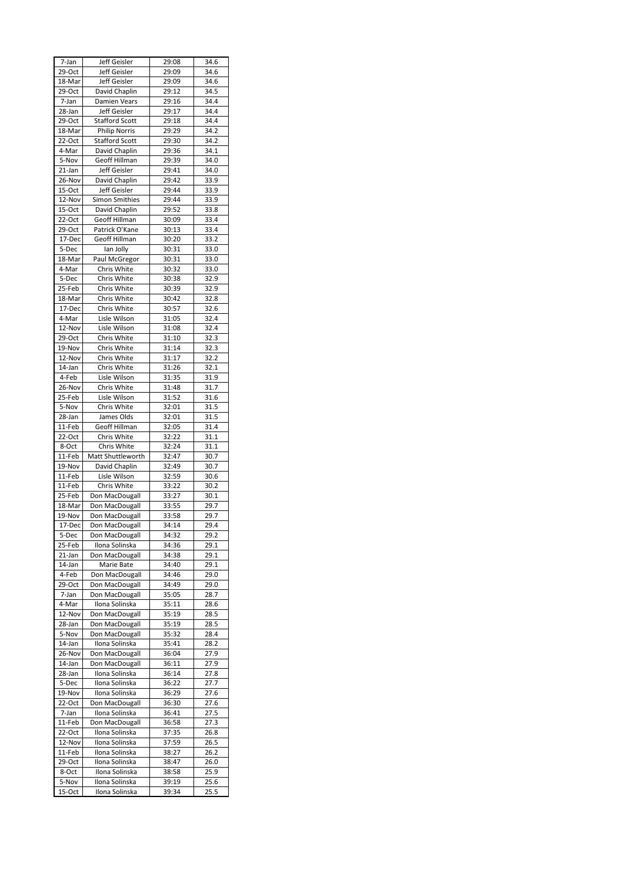| | | | |
|---|---|---|---|
| 7-Jan | Jeff Geisler | 29:08 | 34.6 |
| 29-Oct | Jeff Geisler | 29:09 | 34.6 |
| 18-Mar | Jeff Geisler | 29:09 | 34.6 |
| 29-Oct | David Chaplin | 29:12 | 34.5 |
| 7-Jan | Damien Vears | 29:16 | 34.4 |
| 28-Jan | Jeff Geisler | 29:17 | 34.4 |
| 29-Oct | Stafford Scott | 29:18 | 34.4 |
| 18-Mar | Philip Norris | 29:29 | 34.2 |
| 22-Oct | Stafford Scott | 29:30 | 34.2 |
| 4-Mar | David Chaplin | 29:36 | 34.1 |
| 5-Nov | Geoff Hillman | 29:39 | 34.0 |
| 21-Jan | Jeff Geisler | 29:41 | 34.0 |
| 26-Nov | David Chaplin | 29:42 | 33.9 |
| 15-Oct | Jeff Geisler | 29:44 | 33.9 |
| 12-Nov | Simon Smithies | 29:44 | 33.9 |
| 15-Oct | David Chaplin | 29:52 | 33.8 |
| 22-Oct | Geoff Hillman | 30:09 | 33.4 |
| 29-Oct | Patrick O'Kane | 30:13 | 33.4 |
| 17-Dec | Geoff Hillman | 30:20 | 33.2 |
| 5-Dec | Ian Jolly | 30:31 | 33.0 |
| 18-Mar | Paul McGregor | 30:31 | 33.0 |
| 4-Mar | Chris White | 30:32 | 33.0 |
| 5-Dec | Chris White | 30:38 | 32.9 |
| 25-Feb | Chris White | 30:39 | 32.9 |
| 18-Mar | Chris White | 30:42 | 32.8 |
| 17-Dec | Chris White | 30:57 | 32.6 |
| 4-Mar | Lisle Wilson | 31:05 | 32.4 |
| 12-Nov | Lisle Wilson | 31:08 | 32.4 |
| 29-Oct | Chris White | 31:10 | 32.3 |
| 19-Nov | Chris White | 31:14 | 32.3 |
| 12-Nov | Chris White | 31:17 | 32.2 |
| 14-Jan | Chris White | 31:26 | 32.1 |
| 4-Feb | Lisle Wilson | 31:35 | 31.9 |
| 26-Nov | Chris White | 31:48 | 31.7 |
| 25-Feb | Lisle Wilson | 31:52 | 31.6 |
| 5-Nov | Chris White | 32:01 | 31.5 |
| 28-Jan | James Olds | 32:01 | 31.5 |
| 11-Feb | Geoff Hillman | 32:05 | 31.4 |
| 22-Oct | Chris White | 32:22 | 31.1 |
| 8-Oct | Chris White | 32:24 | 31.1 |
| 11-Feb | Matt Shuttleworth | 32:47 | 30.7 |
| 19-Nov | David Chaplin | 32:49 | 30.7 |
| 11-Feb | Lisle Wilson | 32:59 | 30.6 |
| 11-Feb | Chris White | 33:22 | 30.2 |
| 25-Feb | Don MacDougall | 33:27 | 30.1 |
| 18-Mar | Don MacDougall | 33:55 | 29.7 |
| 19-Nov | Don MacDougall | 33:58 | 29.7 |
| 17-Dec | Don MacDougall | 34:14 | 29.4 |
| 5-Dec | Don MacDougall | 34:32 | 29.2 |
| 25-Feb | Ilona Solinska | 34:36 | 29.1 |
| 21-Jan | Don MacDougall | 34:38 | 29.1 |
| 14-Jan | Marie Bate | 34:40 | 29.1 |
| 4-Feb | Don MacDougall | 34:46 | 29.0 |
| 29-Oct | Don MacDougall | 34:49 | 29.0 |
| 7-Jan | Don MacDougall | 35:05 | 28.7 |
| 4-Mar | Ilona Solinska | 35:11 | 28.6 |
| 12-Nov | Don MacDougall | 35:19 | 28.5 |
| 28-Jan | Don MacDougall | 35:19 | 28.5 |
| 5-Nov | Don MacDougall | 35:32 | 28.4 |
| 14-Jan | Ilona Solinska | 35:41 | 28.2 |
| 26-Nov | Don MacDougall | 36:04 | 27.9 |
| 14-Jan | Don MacDougall | 36:11 | 27.9 |
| 28-Jan | Ilona Solinska | 36:14 | 27.8 |
| 5-Dec | Ilona Solinska | 36:22 | 27.7 |
| 19-Nov | Ilona Solinska | 36:29 | 27.6 |
| 22-Oct | Don MacDougall | 36:30 | 27.6 |
| 7-Jan | Ilona Solinska | 36:41 | 27.5 |
| 11-Feb | Don MacDougall | 36:58 | 27.3 |
| 22-Oct | Ilona Solinska | 37:35 | 26.8 |
| 12-Nov | Ilona Solinska | 37:59 | 26.5 |
| 11-Feb | Ilona Solinska | 38:27 | 26.2 |
| 29-Oct | Ilona Solinska | 38:47 | 26.0 |
| 8-Oct | Ilona Solinska | 38:58 | 25.9 |
| 5-Nov | Ilona Solinska | 39:19 | 25.6 |
| 15-Oct | Ilona Solinska | 39:34 | 25.5 |